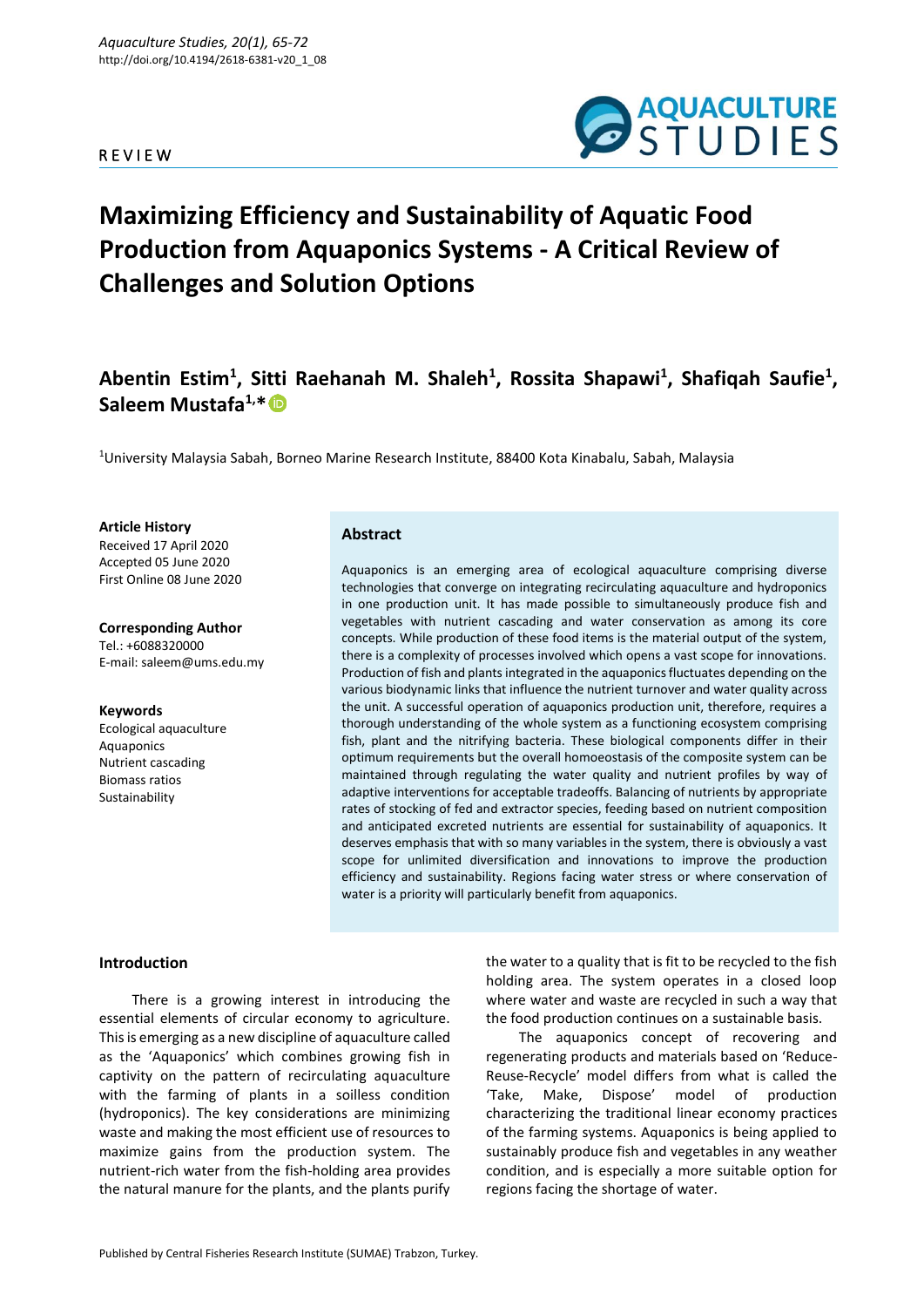REVIEW

# Maximizing Efficiency and Sustainability of Aquatic Food Production from Aquaponics Systems - A Critical Review of Challenges and Solution Options

**Abentin Estim[1], Sitti Raehanah M. Shaleh[1], Rossita Shapawi[1], Shafiqah Saufie[1], Saleem Mustafa[1,*]**

[1]University Malaysia Sabah, Borneo Marine Research Institute, 88400 Kota Kinabalu, Sabah, Malaysia

**Article History**
Received 17 April 2020
Accepted 05 June 2020
First Online 08 June 2020

**Corresponding Author**
Tel.: +6088320000
E-mail: saleem@ums.edu.my

**Keywords**
Ecological aquaculture
Aquaponics
Nutrient cascading
Biomass ratios
Sustainability

## Abstract

Aquaponics is an emerging area of ecological aquaculture comprising diverse technologies that converge on integrating recirculating aquaculture and hydroponics in one production unit. It has made possible to simultaneously produce fish and vegetables with nutrient cascading and water conservation as among its core concepts. While production of these food items is the material output of the system, there is a complexity of processes involved which opens a vast scope for innovations. Production of fish and plants integrated in the aquaponics fluctuates depending on the various biodynamic links that influence the nutrient turnover and water quality across the unit. A successful operation of aquaponics production unit, therefore, requires a thorough understanding of the whole system as a functioning ecosystem comprising fish, plant and the nitrifying bacteria. These biological components differ in their optimum requirements but the overall homoeostasis of the composite system can be maintained through regulating the water quality and nutrient profiles by way of adaptive interventions for acceptable tradeoffs. Balancing of nutrients by appropriate rates of stocking of fed and extractor species, feeding based on nutrient composition and anticipated excreted nutrients are essential for sustainability of aquaponics. It deserves emphasis that with so many variables in the system, there is obviously a vast scope for unlimited diversification and innovations to improve the production efficiency and sustainability. Regions facing water stress or where conservation of water is a priority will particularly benefit from aquaponics.

## Introduction

There is a growing interest in introducing the essential elements of circular economy to agriculture. This is emerging as a new discipline of aquaculture called as the 'Aquaponics' which combines growing fish in captivity on the pattern of recirculating aquaculture with the farming of plants in a soilless condition (hydroponics). The key considerations are minimizing waste and making the most efficient use of resources to maximize gains from the production system. The nutrient-rich water from the fish-holding area provides the natural manure for the plants, and the plants purify the water to a quality that is fit to be recycled to the fish holding area. The system operates in a closed loop where water and waste are recycled in such a way that the food production continues on a sustainable basis.

The aquaponics concept of recovering and regenerating products and materials based on 'Reduce-Reuse-Recycle' model differs from what is called the 'Take, Make, Dispose' model of production characterizing the traditional linear economy practices of the farming systems. Aquaponics is being applied to sustainably produce fish and vegetables in any weather condition, and is especially a more suitable option for regions facing the shortage of water.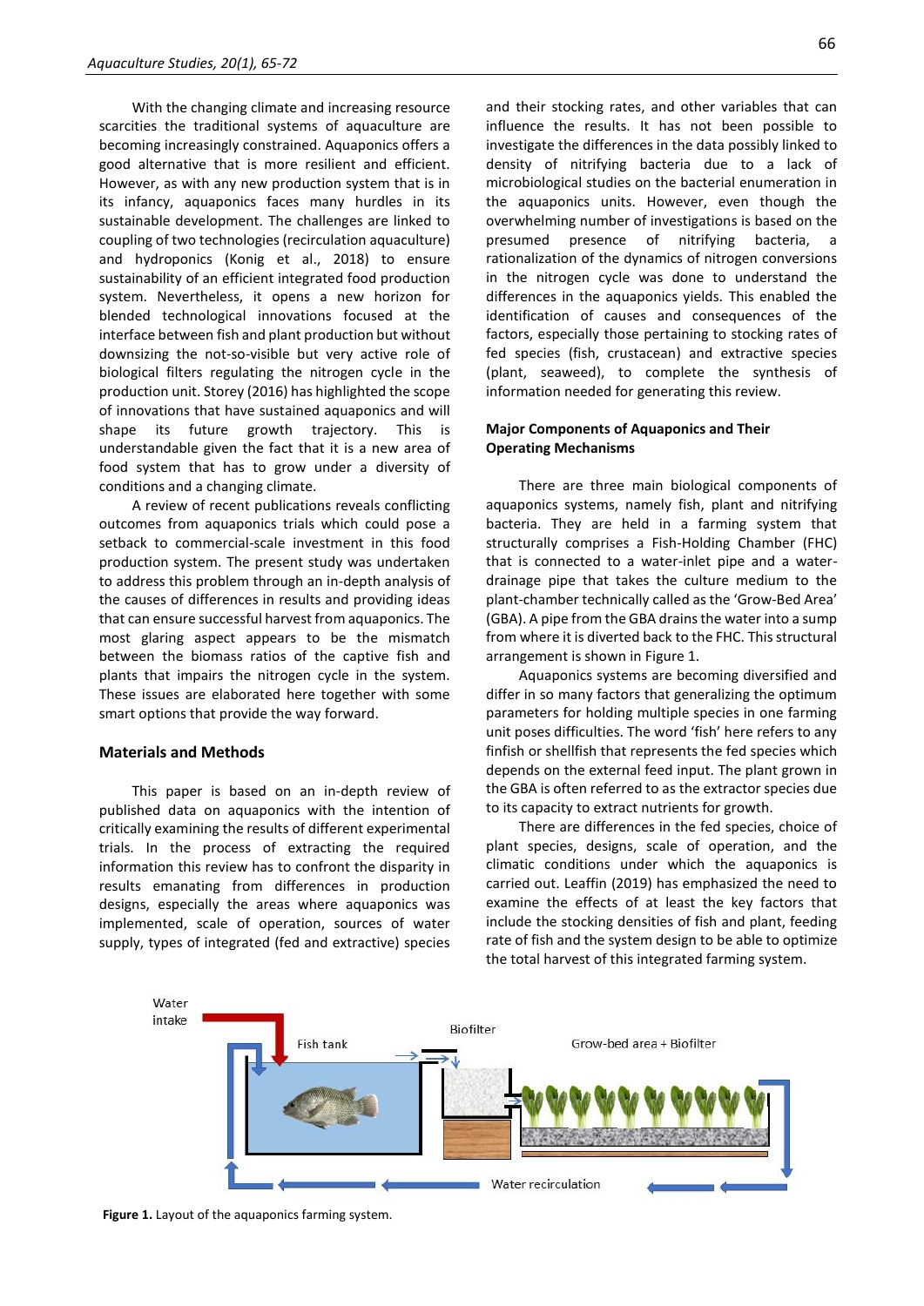With the changing climate and increasing resource scarcities the traditional systems of aquaculture are becoming increasingly constrained. Aquaponics offers a good alternative that is more resilient and efficient. However, as with any new production system that is in its infancy, aquaponics faces many hurdles in its sustainable development. The challenges are linked to coupling of two technologies (recirculation aquaculture) and hydroponics (Konig et al., 2018) to ensure sustainability of an efficient integrated food production system. Nevertheless, it opens a new horizon for blended technological innovations focused at the interface between fish and plant production but without downsizing the not-so-visible but very active role of biological filters regulating the nitrogen cycle in the production unit. Storey (2016) has highlighted the scope of innovations that have sustained aquaponics and will shape its future growth trajectory. This is understandable given the fact that it is a new area of food system that has to grow under a diversity of conditions and a changing climate.

A review of recent publications reveals conflicting outcomes from aquaponics trials which could pose a setback to commercial-scale investment in this food production system. The present study was undertaken to address this problem through an in-depth analysis of the causes of differences in results and providing ideas that can ensure successful harvest from aquaponics. The most glaring aspect appears to be the mismatch between the biomass ratios of the captive fish and plants that impairs the nitrogen cycle in the system. These issues are elaborated here together with some smart options that provide the way forward.

## Materials and Methods

This paper is based on an in-depth review of published data on aquaponics with the intention of critically examining the results of different experimental trials. In the process of extracting the required information this review has to confront the disparity in results emanating from differences in production designs, especially the areas where aquaponics was implemented, scale of operation, sources of water supply, types of integrated (fed and extractive) species and their stocking rates, and other variables that can influence the results. It has not been possible to investigate the differences in the data possibly linked to density of nitrifying bacteria due to a lack of microbiological studies on the bacterial enumeration in the aquaponics units. However, even though the overwhelming number of investigations is based on the presumed presence of nitrifying bacteria, a rationalization of the dynamics of nitrogen conversions in the nitrogen cycle was done to understand the differences in the aquaponics yields. This enabled the identification of causes and consequences of the factors, especially those pertaining to stocking rates of fed species (fish, crustacean) and extractive species (plant, seaweed), to complete the synthesis of information needed for generating this review.

## Major Components of Aquaponics and Their Operating Mechanisms

There are three main biological components of aquaponics systems, namely fish, plant and nitrifying bacteria. They are held in a farming system that structurally comprises a Fish-Holding Chamber (FHC) that is connected to a water-inlet pipe and a water-drainage pipe that takes the culture medium to the plant-chamber technically called as the 'Grow-Bed Area' (GBA). A pipe from the GBA drains the water into a sump from where it is diverted back to the FHC. This structural arrangement is shown in Figure 1.

Aquaponics systems are becoming diversified and differ in so many factors that generalizing the optimum parameters for holding multiple species in one farming unit poses difficulties. The word 'fish' here refers to any finfish or shellfish that represents the fed species which depends on the external feed input. The plant grown in the GBA is often referred to as the extractor species due to its capacity to extract nutrients for growth.

There are differences in the fed species, choice of plant species, designs, scale of operation, and the climatic conditions under which the aquaponics is carried out. Leaffin (2019) has emphasized the need to examine the effects of at least the key factors that include the stocking densities of fish and plant, feeding rate of fish and the system design to be able to optimize the total harvest of this integrated farming system.

**Figure 1.** Layout of the aquaponics farming system.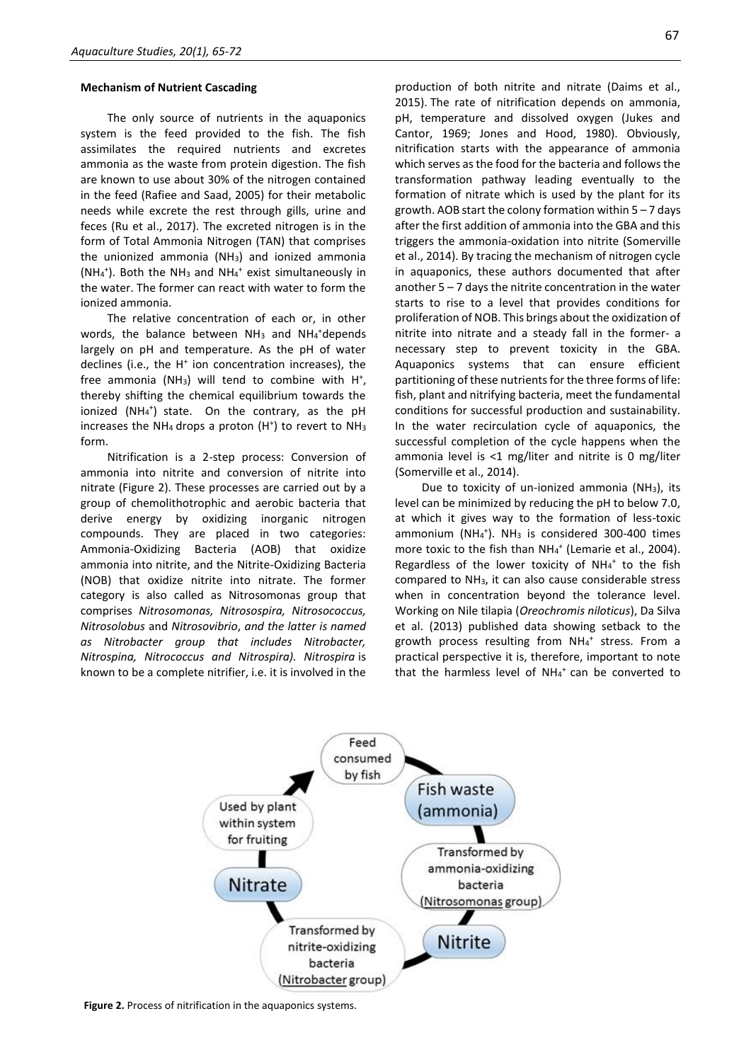### Mechanism of Nutrient Cascading

The only source of nutrients in the aquaponics system is the feed provided to the fish. The fish assimilates the required nutrients and excretes ammonia as the waste from protein digestion. The fish are known to use about 30% of the nitrogen contained in the feed (Rafiee and Saad, 2005) for their metabolic needs while excrete the rest through gills, urine and feces (Ru et al., 2017). The excreted nitrogen is in the form of Total Ammonia Nitrogen (TAN) that comprises the unionized ammonia ($NH_3$) and ionized ammonia ($NH_4^+$). Both the $NH_3$ and $NH_4^+$ exist simultaneously in the water. The former can react with water to form the ionized ammonia.

The relative concentration of each or, in other words, the balance between $NH_3$ and $NH_4^+$depends largely on pH and temperature. As the pH of water declines (i.e., the $H^+$ ion concentration increases), the free ammonia ($NH_3$) will tend to combine with $H^+$, thereby shifting the chemical equilibrium towards the ionized ($NH_4^+$) state. On the contrary, as the pH increases the $NH_4$ drops a proton ($H^+$) to revert to $NH_3$ form.

Nitrification is a 2-step process: Conversion of ammonia into nitrite and conversion of nitrite into nitrate (Figure 2). These processes are carried out by a group of chemolithotrophic and aerobic bacteria that derive energy by oxidizing inorganic nitrogen compounds. They are placed in two categories: Ammonia-Oxidizing Bacteria (AOB) that oxidize ammonia into nitrite, and the Nitrite-Oxidizing Bacteria (NOB) that oxidize nitrite into nitrate. The former category is also called as Nitrosomonas group that comprises *Nitrosomonas, Nitrosospira, Nitrosococcus, Nitrosolobus* and *Nitrosovibrio*, *and the latter is named as Nitrobacter group that includes Nitrobacter, Nitrospina, Nitrococcus and Nitrospira). Nitrospira* is known to be a complete nitrifier, i.e. it is involved in the production of both nitrite and nitrate (Daims et al., 2015). The rate of nitrification depends on ammonia, pH, temperature and dissolved oxygen (Jukes and Cantor, 1969; Jones and Hood, 1980). Obviously, nitrification starts with the appearance of ammonia which serves as the food for the bacteria and follows the transformation pathway leading eventually to the formation of nitrate which is used by the plant for its growth. AOB start the colony formation within 5 – 7 days after the first addition of ammonia into the GBA and this triggers the ammonia-oxidation into nitrite (Somerville et al., 2014). By tracing the mechanism of nitrogen cycle in aquaponics, these authors documented that after another 5 – 7 days the nitrite concentration in the water starts to rise to a level that provides conditions for proliferation of NOB. This brings about the oxidization of nitrite into nitrate and a steady fall in the former- a necessary step to prevent toxicity in the GBA. Aquaponics systems that can ensure efficient partitioning of these nutrients for the three forms of life: fish, plant and nitrifying bacteria, meet the fundamental conditions for successful production and sustainability. In the water recirculation cycle of aquaponics, the successful completion of the cycle happens when the ammonia level is <1 mg/liter and nitrite is 0 mg/liter (Somerville et al., 2014).

Due to toxicity of un-ionized ammonia ($NH_3$), its level can be minimized by reducing the pH to below 7.0, at which it gives way to the formation of less-toxic ammonium ($NH_4^+$). $NH_3$ is considered 300-400 times more toxic to the fish than $NH_4^+$ (Lemarie et al., 2004). Regardless of the lower toxicity of $NH_4^+$ to the fish compared to $NH_3$, it can also cause considerable stress when in concentration beyond the tolerance level. Working on Nile tilapia (*Oreochromis niloticus*), Da Silva et al. (2013) published data showing setback to the growth process resulting from $NH_4^+$ stress. From a practical perspective it is, therefore, important to note that the harmless level of $NH_4^+$ can be converted to

**Figure 2.** Process of nitrification in the aquaponics systems.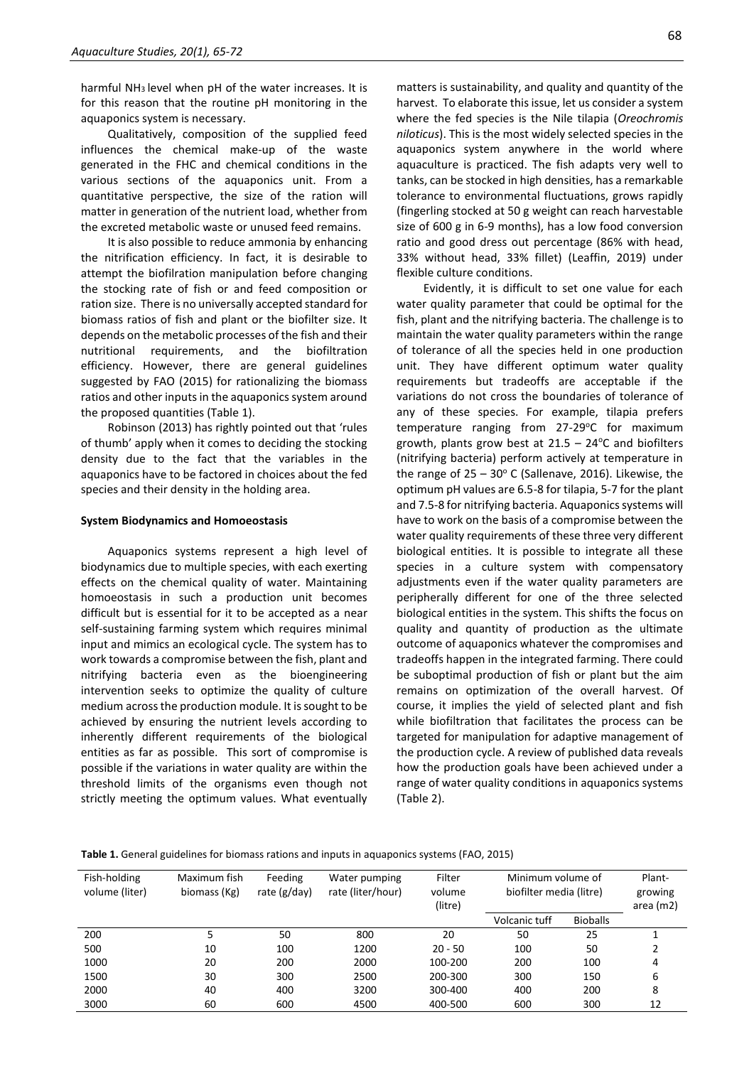harmful $NH_3$ level when pH of the water increases. It is for this reason that the routine pH monitoring in the aquaponics system is necessary.

Qualitatively, composition of the supplied feed influences the chemical make-up of the waste generated in the FHC and chemical conditions in the various sections of the aquaponics unit. From a quantitative perspective, the size of the ration will matter in generation of the nutrient load, whether from the excreted metabolic waste or unused feed remains.

It is also possible to reduce ammonia by enhancing the nitrification efficiency. In fact, it is desirable to attempt the biofilration manipulation before changing the stocking rate of fish or and feed composition or ration size. There is no universally accepted standard for biomass ratios of fish and plant or the biofilter size. It depends on the metabolic processes of the fish and their nutritional requirements, and the biofiltration efficiency. However, there are general guidelines suggested by FAO (2015) for rationalizing the biomass ratios and other inputs in the aquaponics system around the proposed quantities (Table 1).

Robinson (2013) has rightly pointed out that 'rules of thumb' apply when it comes to deciding the stocking density due to the fact that the variables in the aquaponics have to be factored in choices about the fed species and their density in the holding area.

## System Biodynamics and Homoeostasis

Aquaponics systems represent a high level of biodynamics due to multiple species, with each exerting effects on the chemical quality of water. Maintaining homoeostasis in such a production unit becomes difficult but is essential for it to be accepted as a near self-sustaining farming system which requires minimal input and mimics an ecological cycle. The system has to work towards a compromise between the fish, plant and nitrifying bacteria even as the bioengineering intervention seeks to optimize the quality of culture medium across the production module. It is sought to be achieved by ensuring the nutrient levels according to inherently different requirements of the biological entities as far as possible. This sort of compromise is possible if the variations in water quality are within the threshold limits of the organisms even though not strictly meeting the optimum values. What eventually matters is sustainability, and quality and quantity of the harvest. To elaborate this issue, let us consider a system where the fed species is the Nile tilapia (*Oreochromis niloticus*). This is the most widely selected species in the aquaponics system anywhere in the world where aquaculture is practiced. The fish adapts very well to tanks, can be stocked in high densities, has a remarkable tolerance to environmental fluctuations, grows rapidly (fingerling stocked at 50 g weight can reach harvestable size of 600 g in 6-9 months), has a low food conversion ratio and good dress out percentage (86% with head, 33% without head, 33% fillet) (Leaffin, 2019) under flexible culture conditions.

Evidently, it is difficult to set one value for each water quality parameter that could be optimal for the fish, plant and the nitrifying bacteria. The challenge is to maintain the water quality parameters within the range of tolerance of all the species held in one production unit. They have different optimum water quality requirements but tradeoffs are acceptable if the variations do not cross the boundaries of tolerance of any of these species. For example, tilapia prefers temperature ranging from 27-29°C for maximum growth, plants grow best at 21.5 – 24°C and biofilters (nitrifying bacteria) perform actively at temperature in the range of 25 – 30° C (Sallenave, 2016). Likewise, the optimum pH values are 6.5-8 for tilapia, 5-7 for the plant and 7.5-8 for nitrifying bacteria. Aquaponics systems will have to work on the basis of a compromise between the water quality requirements of these three very different biological entities. It is possible to integrate all these species in a culture system with compensatory adjustments even if the water quality parameters are peripherally different for one of the three selected biological entities in the system. This shifts the focus on quality and quantity of production as the ultimate outcome of aquaponics whatever the compromises and tradeoffs happen in the integrated farming. There could be suboptimal production of fish or plant but the aim remains on optimization of the overall harvest. Of course, it implies the yield of selected plant and fish while biofiltration that facilitates the process can be targeted for manipulation for adaptive management of the production cycle. A review of published data reveals how the production goals have been achieved under a range of water quality conditions in aquaponics systems (Table 2).

**Table 1.** General guidelines for biomass rations and inputs in aquaponics systems (FAO, 2015)

| Fish-holding volume (liter) | Maximum fish biomass (Kg) | Feeding rate (g/day) | Water pumping rate (liter/hour) | Filter volume (litre) | Minimum volume of biofilter media (litre) | | Plant-growing area (m2) |
|---|---|---|---|---|---|---|---|
| | | | | | Volcanic tuff | Bioballs | |
| 200 | 5 | 50 | 800 | 20 | 50 | 25 | 1 |
| 500 | 10 | 100 | 1200 | 20 - 50 | 100 | 50 | 2 |
| 1000 | 20 | 200 | 2000 | 100-200 | 200 | 100 | 4 |
| 1500 | 30 | 300 | 2500 | 200-300 | 300 | 150 | 6 |
| 2000 | 40 | 400 | 3200 | 300-400 | 400 | 200 | 8 |
| 3000 | 60 | 600 | 4500 | 400-500 | 600 | 300 | 12 |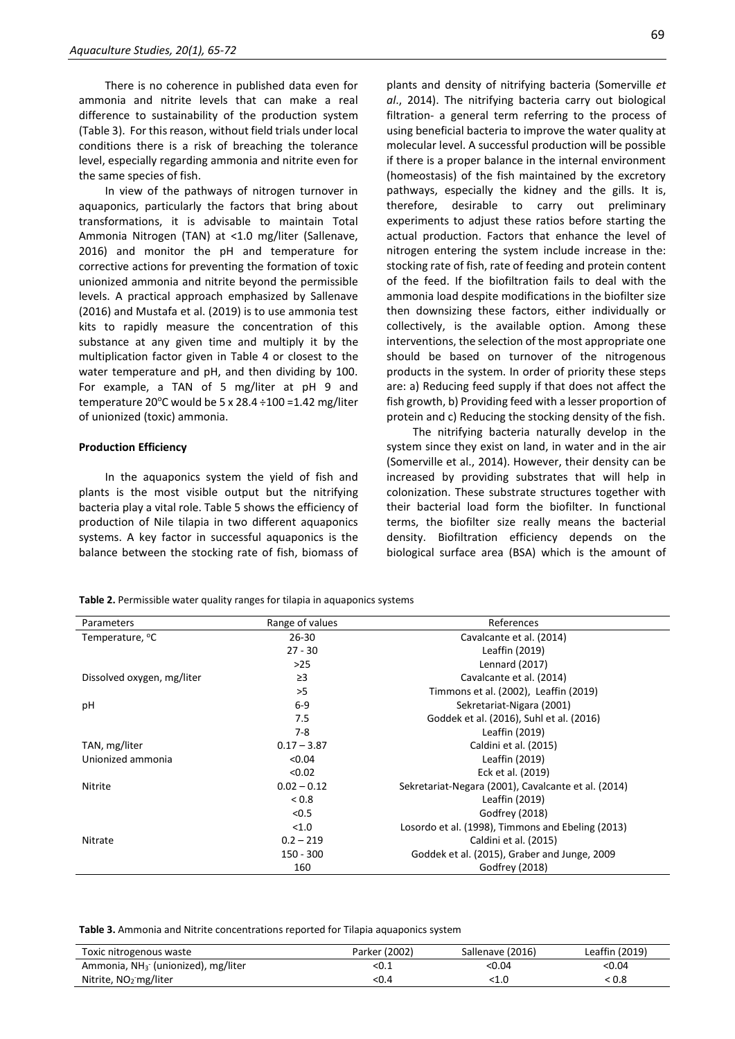There is no coherence in published data even for ammonia and nitrite levels that can make a real difference to sustainability of the production system (Table 3). For this reason, without field trials under local conditions there is a risk of breaching the tolerance level, especially regarding ammonia and nitrite even for the same species of fish.

In view of the pathways of nitrogen turnover in aquaponics, particularly the factors that bring about transformations, it is advisable to maintain Total Ammonia Nitrogen (TAN) at <1.0 mg/liter (Sallenave, 2016) and monitor the pH and temperature for corrective actions for preventing the formation of toxic unionized ammonia and nitrite beyond the permissible levels. A practical approach emphasized by Sallenave (2016) and Mustafa et al. (2019) is to use ammonia test kits to rapidly measure the concentration of this substance at any given time and multiply it by the multiplication factor given in Table 4 or closest to the water temperature and pH, and then dividing by 100. For example, a TAN of 5 mg/liter at pH 9 and temperature 20°C would be $5 \times 28.4 \div 100 = 1.42$ mg/liter of unionized (toxic) ammonia.

### Production Efficiency

In the aquaponics system the yield of fish and plants is the most visible output but the nitrifying bacteria play a vital role. Table 5 shows the efficiency of production of Nile tilapia in two different aquaponics systems. A key factor in successful aquaponics is the balance between the stocking rate of fish, biomass of plants and density of nitrifying bacteria (Somerville *et al*., 2014). The nitrifying bacteria carry out biological filtration- a general term referring to the process of using beneficial bacteria to improve the water quality at molecular level. A successful production will be possible if there is a proper balance in the internal environment (homeostasis) of the fish maintained by the excretory pathways, especially the kidney and the gills. It is, therefore, desirable to carry out preliminary experiments to adjust these ratios before starting the actual production. Factors that enhance the level of nitrogen entering the system include increase in the: stocking rate of fish, rate of feeding and protein content of the feed. If the biofiltration fails to deal with the ammonia load despite modifications in the biofilter size then downsizing these factors, either individually or collectively, is the available option. Among these interventions, the selection of the most appropriate one should be based on turnover of the nitrogenous products in the system. In order of priority these steps are: a) Reducing feed supply if that does not affect the fish growth, b) Providing feed with a lesser proportion of protein and c) Reducing the stocking density of the fish.

The nitrifying bacteria naturally develop in the system since they exist on land, in water and in the air (Somerville et al., 2014). However, their density can be increased by providing substrates that will help in colonization. These substrate structures together with their bacterial load form the biofilter. In functional terms, the biofilter size really means the bacterial density. Biofiltration efficiency depends on the biological surface area (BSA) which is the amount of

**Table 2.** Permissible water quality ranges for tilapia in aquaponics systems

| Parameters | Range of values | References |
|---|---|---|
| Temperature, °C | 26-30 | Cavalcante et al. (2014) |
| | 27 - 30 | Leaffin (2019) |
| | >25 | Lennard (2017) |
| Dissolved oxygen, mg/liter | ≥3 | Cavalcante et al. (2014) |
| | >5 | Timmons et al. (2002), Leaffin (2019) |
| pH | 6-9 | Sekretariat-Nigara (2001) |
| | 7.5 | Goddek et al. (2016), Suhl et al. (2016) |
| | 7-8 | Leaffin (2019) |
| TAN, mg/liter | 0.17 – 3.87 | Caldini et al. (2015) |
| Unionized ammonia | <0.04 | Leaffin (2019) |
| | <0.02 | Eck et al. (2019) |
| Nitrite | 0.02 – 0.12 | Sekretariat-Negara (2001), Cavalcante et al. (2014) |
| | < 0.8 | Leaffin (2019) |
| | <0.5 | Godfrey (2018) |
| | <1.0 | Losordo et al. (1998), Timmons and Ebeling (2013) |
| Nitrate | 0.2 – 219 | Caldini et al. (2015) |
| | 150 - 300 | Goddek et al. (2015), Graber and Junge, 2009 |
| | 160 | Godfrey (2018) |

**Table 3.** Ammonia and Nitrite concentrations reported for Tilapia aquaponics system

| Toxic nitrogenous waste | Parker (2002) | Sallenave (2016) | Leaffin (2019) |
|---|---|---|---|
| Ammonia, $NH_3^-$ (unionized), mg/liter | <0.1 | <0.04 | <0.04 |
| Nitrite, $NO_2^-$ mg/liter | <0.4 | <1.0 | < 0.8 |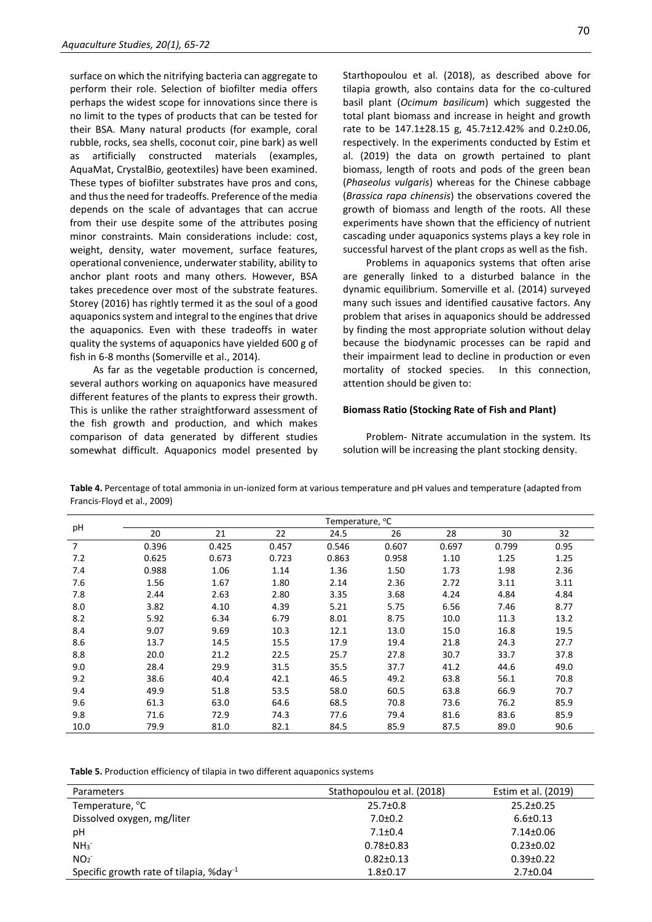surface on which the nitrifying bacteria can aggregate to perform their role. Selection of biofilter media offers perhaps the widest scope for innovations since there is no limit to the types of products that can be tested for their BSA. Many natural products (for example, coral rubble, rocks, sea shells, coconut coir, pine bark) as well as artificially constructed materials (examples, AquaMat, CrystalBio, geotextiles) have been examined. These types of biofilter substrates have pros and cons, and thus the need for tradeoffs. Preference of the media depends on the scale of advantages that can accrue from their use despite some of the attributes posing minor constraints. Main considerations include: cost, weight, density, water movement, surface features, operational convenience, underwater stability, ability to anchor plant roots and many others. However, BSA takes precedence over most of the substrate features. Storey (2016) has rightly termed it as the soul of a good aquaponics system and integral to the engines that drive the aquaponics. Even with these tradeoffs in water quality the systems of aquaponics have yielded 600 g of fish in 6-8 months (Somerville et al., 2014).

As far as the vegetable production is concerned, several authors working on aquaponics have measured different features of the plants to express their growth. This is unlike the rather straightforward assessment of the fish growth and production, and which makes comparison of data generated by different studies somewhat difficult. Aquaponics model presented by Starthopoulou et al. (2018), as described above for tilapia growth, also contains data for the co-cultured basil plant (*Ocimum basilicum*) which suggested the total plant biomass and increase in height and growth rate to be 147.1±28.15 g, 45.7±12.42% and 0.2±0.06, respectively. In the experiments conducted by Estim et al. (2019) the data on growth pertained to plant biomass, length of roots and pods of the green bean (*Phaseolus vulgaris*) whereas for the Chinese cabbage (*Brassica rapa chinensis*) the observations covered the growth of biomass and length of the roots. All these experiments have shown that the efficiency of nutrient cascading under aquaponics systems plays a key role in successful harvest of the plant crops as well as the fish.

Problems in aquaponics systems that often arise are generally linked to a disturbed balance in the dynamic equilibrium. Somerville et al. (2014) surveyed many such issues and identified causative factors. Any problem that arises in aquaponics should be addressed by finding the most appropriate solution without delay because the biodynamic processes can be rapid and their impairment lead to decline in production or even mortality of stocked species. In this connection, attention should be given to:

**Biomass Ratio (Stocking Rate of Fish and Plant)**

Problem- Nitrate accumulation in the system. Its solution will be increasing the plant stocking density.

**Table 4.** Percentage of total ammonia in un-ionized form at various temperature and pH values and temperature (adapted from Francis-Floyd et al., 2009)

| pH | Temperature, °C | | | | | | | |
|---|---|---|---|---|---|---|---|---|
| | 20 | 21 | 22 | 24.5 | 26 | 28 | 30 | 32 |
| 7 | 0.396 | 0.425 | 0.457 | 0.546 | 0.607 | 0.697 | 0.799 | 0.95 |
| 7.2 | 0.625 | 0.673 | 0.723 | 0.863 | 0.958 | 1.10 | 1.25 | 1.25 |
| 7.4 | 0.988 | 1.06 | 1.14 | 1.36 | 1.50 | 1.73 | 1.98 | 2.36 |
| 7.6 | 1.56 | 1.67 | 1.80 | 2.14 | 2.36 | 2.72 | 3.11 | 3.11 |
| 7.8 | 2.44 | 2.63 | 2.80 | 3.35 | 3.68 | 4.24 | 4.84 | 4.84 |
| 8.0 | 3.82 | 4.10 | 4.39 | 5.21 | 5.75 | 6.56 | 7.46 | 8.77 |
| 8.2 | 5.92 | 6.34 | 6.79 | 8.01 | 8.75 | 10.0 | 11.3 | 13.2 |
| 8.4 | 9.07 | 9.69 | 10.3 | 12.1 | 13.0 | 15.0 | 16.8 | 19.5 |
| 8.6 | 13.7 | 14.5 | 15.5 | 17.9 | 19.4 | 21.8 | 24.3 | 27.7 |
| 8.8 | 20.0 | 21.2 | 22.5 | 25.7 | 27.8 | 30.7 | 33.7 | 37.8 |
| 9.0 | 28.4 | 29.9 | 31.5 | 35.5 | 37.7 | 41.2 | 44.6 | 49.0 |
| 9.2 | 38.6 | 40.4 | 42.1 | 46.5 | 49.2 | 63.8 | 56.1 | 70.8 |
| 9.4 | 49.9 | 51.8 | 53.5 | 58.0 | 60.5 | 63.8 | 66.9 | 70.7 |
| 9.6 | 61.3 | 63.0 | 64.6 | 68.5 | 70.8 | 73.6 | 76.2 | 85.9 |
| 9.8 | 71.6 | 72.9 | 74.3 | 77.6 | 79.4 | 81.6 | 83.6 | 85.9 |
| 10.0 | 79.9 | 81.0 | 82.1 | 84.5 | 85.9 | 87.5 | 89.0 | 90.6 |

**Table 5.** Production efficiency of tilapia in two different aquaponics systems

| Parameters | Stathopoulou et al. (2018) | Estim et al. (2019) |
|---|---|---|
| Temperature, °C | 25.7±0.8 | 25.2±0.25 |
| Dissolved oxygen, mg/liter | 7.0±0.2 | 6.6±0.13 |
| pH | 7.1±0.4 | 7.14±0.06 |
| $NH_3^-$ | 0.78±0.83 | 0.23±0.02 |
| $NO_2^-$ | 0.82±0.13 | 0.39±0.22 |
| Specific growth rate of tilapia, %day$^{-1}$ | 1.8±0.17 | 2.7±0.04 |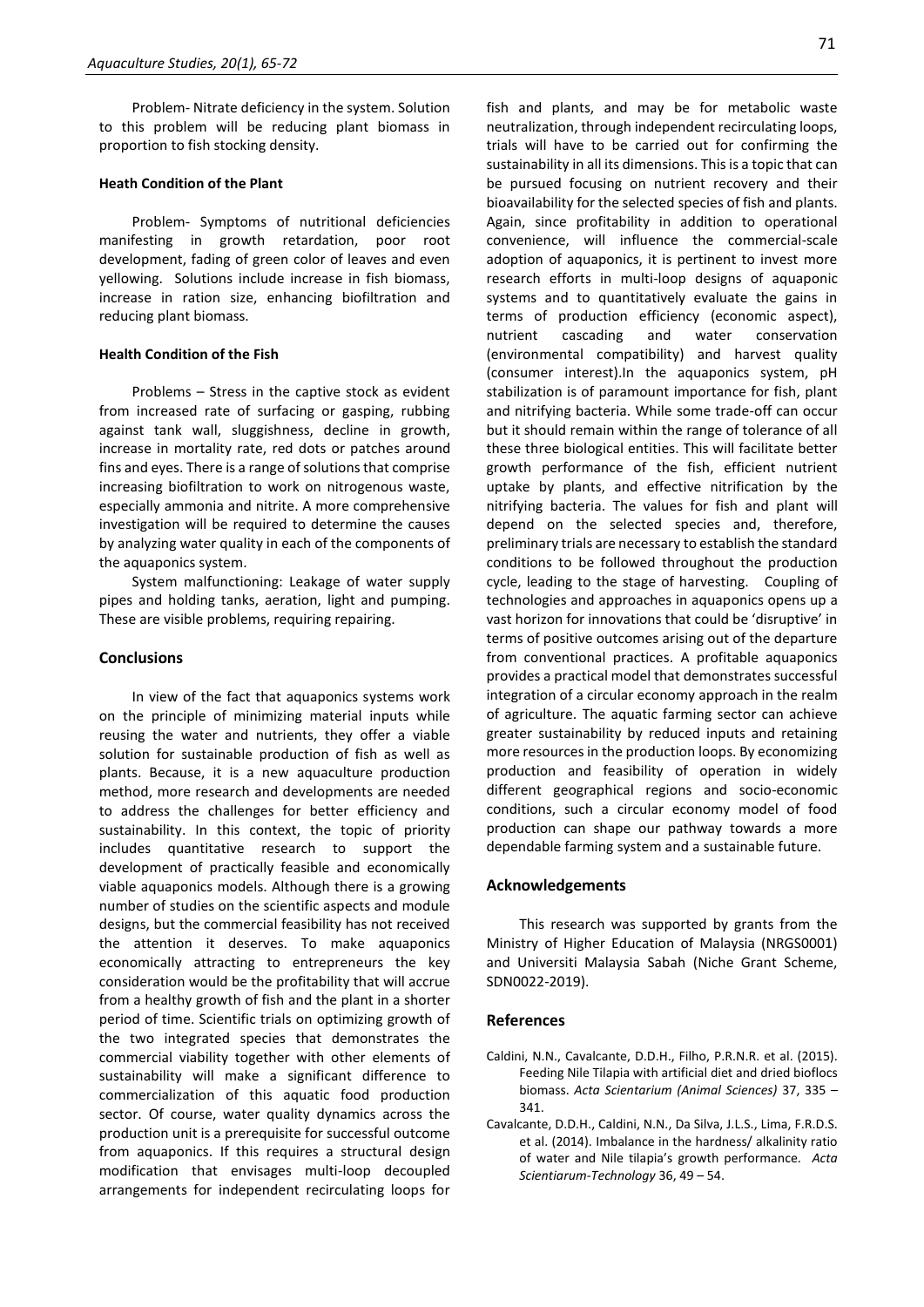Problem- Nitrate deficiency in the system. Solution to this problem will be reducing plant biomass in proportion to fish stocking density.

#### Heath Condition of the Plant

Problem- Symptoms of nutritional deficiencies manifesting in growth retardation, poor root development, fading of green color of leaves and even yellowing. Solutions include increase in fish biomass, increase in ration size, enhancing biofiltration and reducing plant biomass.

#### Health Condition of the Fish

Problems – Stress in the captive stock as evident from increased rate of surfacing or gasping, rubbing against tank wall, sluggishness, decline in growth, increase in mortality rate, red dots or patches around fins and eyes. There is a range of solutions that comprise increasing biofiltration to work on nitrogenous waste, especially ammonia and nitrite. A more comprehensive investigation will be required to determine the causes by analyzing water quality in each of the components of the aquaponics system.

System malfunctioning: Leakage of water supply pipes and holding tanks, aeration, light and pumping. These are visible problems, requiring repairing.

## Conclusions

In view of the fact that aquaponics systems work on the principle of minimizing material inputs while reusing the water and nutrients, they offer a viable solution for sustainable production of fish as well as plants. Because, it is a new aquaculture production method, more research and developments are needed to address the challenges for better efficiency and sustainability. In this context, the topic of priority includes quantitative research to support the development of practically feasible and economically viable aquaponics models. Although there is a growing number of studies on the scientific aspects and module designs, but the commercial feasibility has not received the attention it deserves. To make aquaponics economically attracting to entrepreneurs the key consideration would be the profitability that will accrue from a healthy growth of fish and the plant in a shorter period of time. Scientific trials on optimizing growth of the two integrated species that demonstrates the commercial viability together with other elements of sustainability will make a significant difference to commercialization of this aquatic food production sector. Of course, water quality dynamics across the production unit is a prerequisite for successful outcome from aquaponics. If this requires a structural design modification that envisages multi-loop decoupled arrangements for independent recirculating loops for fish and plants, and may be for metabolic waste neutralization, through independent recirculating loops, trials will have to be carried out for confirming the sustainability in all its dimensions. This is a topic that can be pursued focusing on nutrient recovery and their bioavailability for the selected species of fish and plants. Again, since profitability in addition to operational convenience, will influence the commercial-scale adoption of aquaponics, it is pertinent to invest more research efforts in multi-loop designs of aquaponic systems and to quantitatively evaluate the gains in terms of production efficiency (economic aspect), nutrient cascading and water conservation (environmental compatibility) and harvest quality (consumer interest).In the aquaponics system, pH stabilization is of paramount importance for fish, plant and nitrifying bacteria. While some trade-off can occur but it should remain within the range of tolerance of all these three biological entities. This will facilitate better growth performance of the fish, efficient nutrient uptake by plants, and effective nitrification by the nitrifying bacteria. The values for fish and plant will depend on the selected species and, therefore, preliminary trials are necessary to establish the standard conditions to be followed throughout the production cycle, leading to the stage of harvesting. Coupling of technologies and approaches in aquaponics opens up a vast horizon for innovations that could be 'disruptive' in terms of positive outcomes arising out of the departure from conventional practices. A profitable aquaponics provides a practical model that demonstrates successful integration of a circular economy approach in the realm of agriculture. The aquatic farming sector can achieve greater sustainability by reduced inputs and retaining more resources in the production loops. By economizing production and feasibility of operation in widely different geographical regions and socio-economic conditions, such a circular economy model of food production can shape our pathway towards a more dependable farming system and a sustainable future.

## Acknowledgements

This research was supported by grants from the Ministry of Higher Education of Malaysia (NRGS0001) and Universiti Malaysia Sabah (Niche Grant Scheme, SDN0022-2019).

## References

Caldini, N.N., Cavalcante, D.D.H., Filho, P.R.N.R. et al. (2015). Feeding Nile Tilapia with artificial diet and dried bioflocs biomass. *Acta Scientarium (Animal Sciences)* 37, 335 – 341.

Cavalcante, D.D.H., Caldini, N.N., Da Silva, J.L.S., Lima, F.R.D.S. et al. (2014). Imbalance in the hardness/ alkalinity ratio of water and Nile tilapia's growth performance. *Acta Scientiarum-Technology* 36, 49 – 54.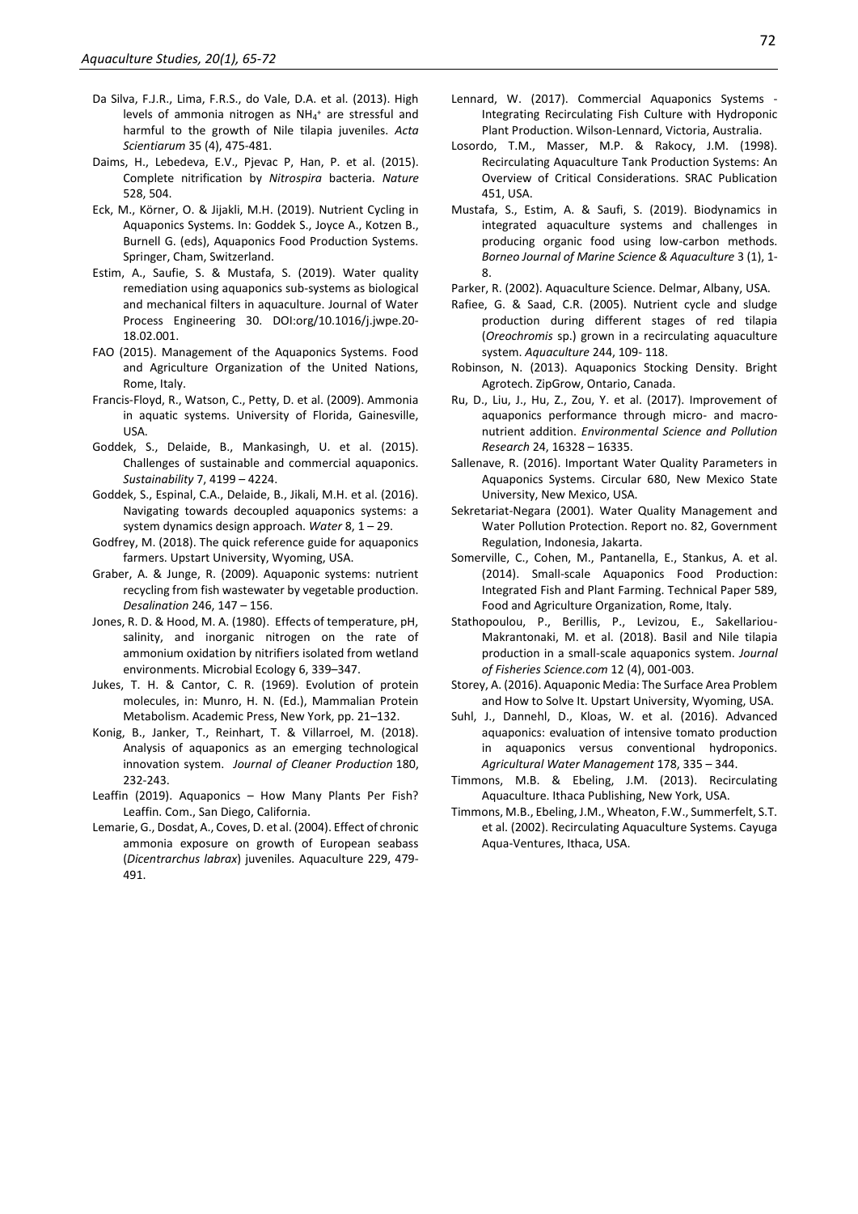Da Silva, F.J.R., Lima, F.R.S., do Vale, D.A. et al. (2013). High levels of ammonia nitrogen as $NH_4^+$ are stressful and harmful to the growth of Nile tilapia juveniles. *Acta Scientiarum* 35 (4), 475-481.

Daims, H., Lebedeva, E.V., Pjevac P, Han, P. et al. (2015). Complete nitrification by *Nitrospira* bacteria. *Nature* 528, 504.

Eck, M., Körner, O. & Jijakli, M.H. (2019). Nutrient Cycling in Aquaponics Systems. In: Goddek S., Joyce A., Kotzen B., Burnell G. (eds), Aquaponics Food Production Systems. Springer, Cham, Switzerland.

Estim, A., Saufie, S. & Mustafa, S. (2019). Water quality remediation using aquaponics sub-systems as biological and mechanical filters in aquaculture. Journal of Water Process Engineering 30. DOI:org/10.1016/j.jwpe.20-18.02.001.

FAO (2015). Management of the Aquaponics Systems. Food and Agriculture Organization of the United Nations, Rome, Italy.

Francis-Floyd, R., Watson, C., Petty, D. et al. (2009). Ammonia in aquatic systems. University of Florida, Gainesville, USA.

Goddek, S., Delaide, B., Mankasingh, U. et al. (2015). Challenges of sustainable and commercial aquaponics. *Sustainability* 7, 4199 – 4224.

Goddek, S., Espinal, C.A., Delaide, B., Jikali, M.H. et al. (2016). Navigating towards decoupled aquaponics systems: a system dynamics design approach. *Water* 8, 1 – 29.

Godfrey, M. (2018). The quick reference guide for aquaponics farmers. Upstart University, Wyoming, USA.

Graber, A. & Junge, R. (2009). Aquaponic systems: nutrient recycling from fish wastewater by vegetable production. *Desalination* 246, 147 – 156.

Jones, R. D. & Hood, M. A. (1980). Effects of temperature, pH, salinity, and inorganic nitrogen on the rate of ammonium oxidation by nitrifiers isolated from wetland environments. Microbial Ecology 6, 339–347.

Jukes, T. H. & Cantor, C. R. (1969). Evolution of protein molecules, in: Munro, H. N. (Ed.), Mammalian Protein Metabolism. Academic Press, New York, pp. 21–132.

Konig, B., Janker, T., Reinhart, T. & Villarroel, M. (2018). Analysis of aquaponics as an emerging technological innovation system. *Journal of Cleaner Production* 180, 232-243.

Leaffin (2019). Aquaponics – How Many Plants Per Fish? Leaffin. Com., San Diego, California.

Lemarie, G., Dosdat, A., Coves, D. et al. (2004). Effect of chronic ammonia exposure on growth of European seabass (*Dicentrarchus labrax*) juveniles. Aquaculture 229, 479-491.

Lennard, W. (2017). Commercial Aquaponics Systems - Integrating Recirculating Fish Culture with Hydroponic Plant Production. Wilson-Lennard, Victoria, Australia.

Losordo, T.M., Masser, M.P. & Rakocy, J.M. (1998). Recirculating Aquaculture Tank Production Systems: An Overview of Critical Considerations. SRAC Publication 451, USA.

Mustafa, S., Estim, A. & Saufi, S. (2019). Biodynamics in integrated aquaculture systems and challenges in producing organic food using low-carbon methods. *Borneo Journal of Marine Science & Aquaculture* 3 (1), 1-8.

Parker, R. (2002). Aquaculture Science. Delmar, Albany, USA.

Rafiee, G. & Saad, C.R. (2005). Nutrient cycle and sludge production during different stages of red tilapia (*Oreochromis* sp.) grown in a recirculating aquaculture system. *Aquaculture* 244, 109- 118.

Robinson, N. (2013). Aquaponics Stocking Density. Bright Agrotech. ZipGrow, Ontario, Canada.

Ru, D., Liu, J., Hu, Z., Zou, Y. et al. (2017). Improvement of aquaponics performance through micro- and macro-nutrient addition. *Environmental Science and Pollution Research* 24, 16328 – 16335.

Sallenave, R. (2016). Important Water Quality Parameters in Aquaponics Systems. Circular 680, New Mexico State University, New Mexico, USA.

Sekretariat-Negara (2001). Water Quality Management and Water Pollution Protection. Report no. 82, Government Regulation, Indonesia, Jakarta.

Somerville, C., Cohen, M., Pantanella, E., Stankus, A. et al. (2014). Small-scale Aquaponics Food Production: Integrated Fish and Plant Farming. Technical Paper 589, Food and Agriculture Organization, Rome, Italy.

Stathopoulou, P., Berillis, P., Levizou, E., Sakellariou-Makrantonaki, M. et al. (2018). Basil and Nile tilapia production in a small-scale aquaponics system. *Journal of Fisheries Science.com* 12 (4), 001-003.

Storey, A. (2016). Aquaponic Media: The Surface Area Problem and How to Solve It. Upstart University, Wyoming, USA.

Suhl, J., Dannehl, D., Kloas, W. et al. (2016). Advanced aquaponics: evaluation of intensive tomato production in aquaponics versus conventional hydroponics. *Agricultural Water Management* 178, 335 – 344.

Timmons, M.B. & Ebeling, J.M. (2013). Recirculating Aquaculture. Ithaca Publishing, New York, USA.

Timmons, M.B., Ebeling, J.M., Wheaton, F.W., Summerfelt, S.T. et al. (2002). Recirculating Aquaculture Systems. Cayuga Aqua-Ventures, Ithaca, USA.